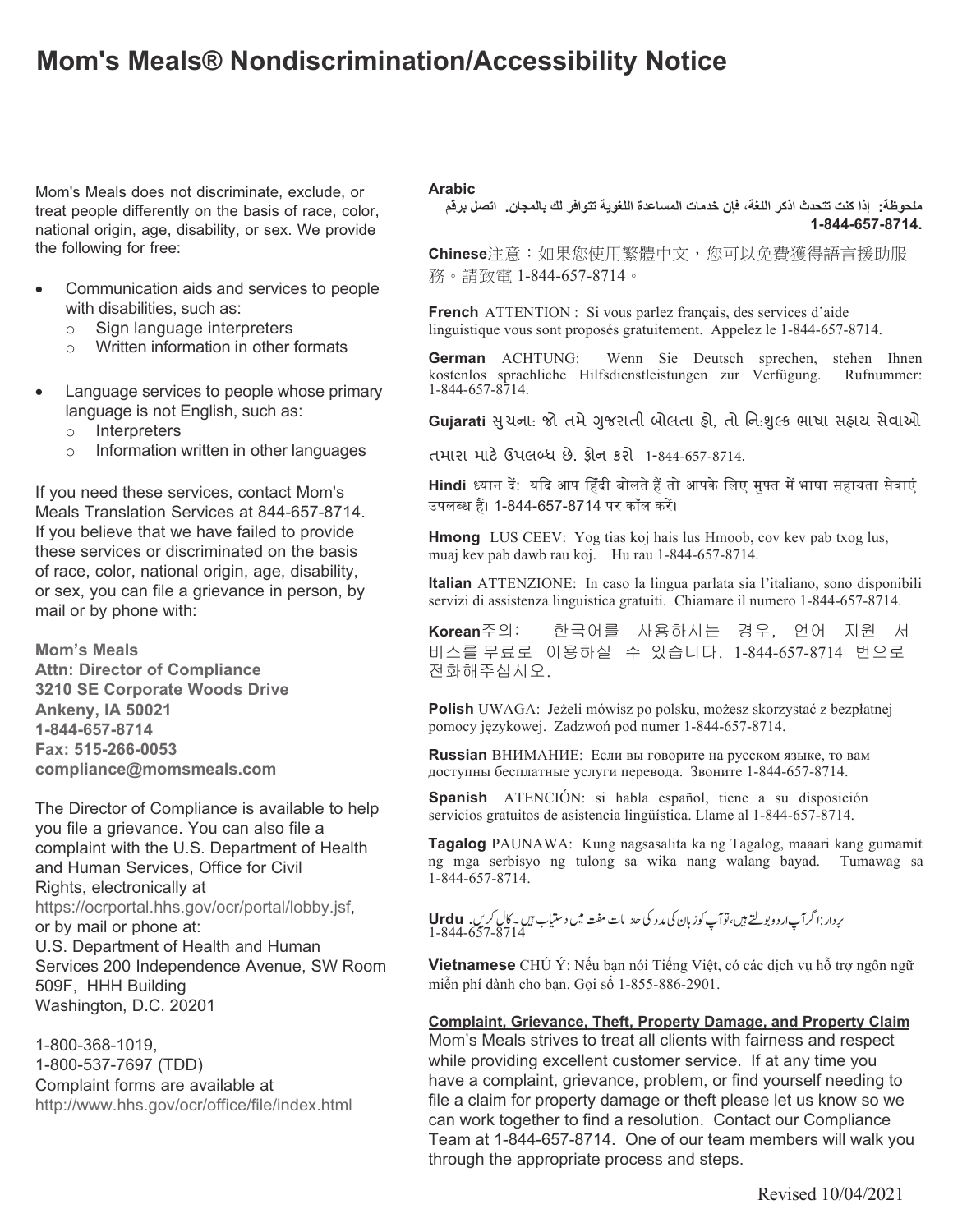# Mom's Meals® Nondiscrimination/Accessibility Notice

Mom's Meals does not discriminate, exclude, or treat people differently on the basis of race, color, national origin, age, disability, or sex. We provide the following for free:

- Communication aids and services to people with disabilities, such as:
  - Sign language interpreters
  - Written information in other formats
- Language services to people whose primary language is not English, such as:
  - Interpreters
  - Information written in other languages

If you need these services, contact Mom's Meals Translation Services at 844-657-8714. If you believe that we have failed to provide these services or discriminated on the basis of race, color, national origin, age, disability, or sex, you can file a grievance in person, by mail or by phone with:

**Mom's Meals**
**Attn: Director of Compliance**
**3210 SE Corporate Woods Drive**
**Ankeny, IA 50021**
**1-844-657-8714**
**Fax: 515-266-0053**
**compliance@momsmeals.com**

The Director of Compliance is available to help you file a grievance. You can also file a complaint with the U.S. Department of Health and Human Services, Office for Civil Rights, electronically at https://ocrportal.hhs.gov/ocr/portal/lobby.jsf, or by mail or phone at:
U.S. Department of Health and Human Services 200 Independence Avenue, SW Room 509F, HHH Building
Washington, D.C. 20201

1-800-368-1019,
1-800-537-7697 (TDD)
Complaint forms are available at
http://www.hhs.gov/ocr/office/file/index.html

**Arabic**
ملحوظة: إذا كنت تتحدث اذكر اللغة، فإن خدمات المساعدة اللغوية تتوافر لك بالمجان. اتصل برقم **1-844-657-8714.**

**Chinese**注意：如果您使用繁體中文，您可以免費獲得語言援助服務。請致電 1-844-657-8714。

**French** ATTENTION : Si vous parlez français, des services d'aide linguistique vous sont proposés gratuitement. Appelez le 1-844-657-8714.

**German** ACHTUNG: Wenn Sie Deutsch sprechen, stehen Ihnen kostenlos sprachliche Hilfsdienstleistungen zur Verfügung. Rufnummer: 1-844-657-8714.

**Gujarati** સુચના: જો તમે ગુજરાતી બોલતા હો, તો નિ:શુલ્ક ભાષા સહાય સેવાઓ તમારા માટે ઉપલબ્ધ છે. ફોન કરો 1-844-657-8714.

**Hindi** ध्यान दें: यदि आप हिंदी बोलते हैं तो आपके लिए मुफ्त में भाषा सहायता सेवाएं उपलब्ध हैं। 1-844-657-8714 पर कॉल करें।

**Hmong** LUS CEEV: Yog tias koj hais lus Hmoob, cov kev pab txog lus, muaj kev pab dawb rau koj. Hu rau 1-844-657-8714.

**Italian** ATTENZIONE: In caso la lingua parlata sia l'italiano, sono disponibili servizi di assistenza linguistica gratuiti. Chiamare il numero 1-844-657-8714.

**Korean**주의: 한국어를 사용하시는 경우, 언어 지원 서비스를 무료로 이용하실 수 있습니다. 1-844-657-8714 번으로 전화해주십시오.

**Polish** UWAGA: Jeżeli mówisz po polsku, możesz skorzystać z bezpłatnej pomocy językowej. Zadzwoń pod numer 1-844-657-8714.

**Russian** ВНИМАНИЕ: Если вы говорите на русском языке, то вам доступны бесплатные услуги перевода. Звоните 1-844-657-8714.

**Spanish** ATENCIÓN: si habla español, tiene a su disposición servicios gratuitos de asistencia lingüística. Llame al 1-844-657-8714.

**Tagalog** PAUNAWA: Kung nagsasalita ka ng Tagalog, maaari kang gumamit ng mga serbisyo ng tulong sa wika nang walang bayad. Tumawag sa 1-844-657-8714.

**Urdu** خبردار: اگر آپ اردو بولتے ہیں، تو آپ کو زبان کی مدد کی خدمات مفت میں دستیاب ہیں ۔ کال کریں. 1-844-657-8714

**Vietnamese** CHÚ Ý: Nếu bạn nói Tiếng Việt, có các dịch vụ hỗ trợ ngôn ngữ miễn phí dành cho bạn. Gọi số 1-855-886-2901.

**Complaint, Grievance, Theft, Property Damage, and Property Claim**
Mom's Meals strives to treat all clients with fairness and respect while providing excellent customer service. If at any time you have a complaint, grievance, problem, or find yourself needing to file a claim for property damage or theft please let us know so we can work together to find a resolution. Contact our Compliance Team at 1-844-657-8714. One of our team members will walk you through the appropriate process and steps.

Revised 10/04/2021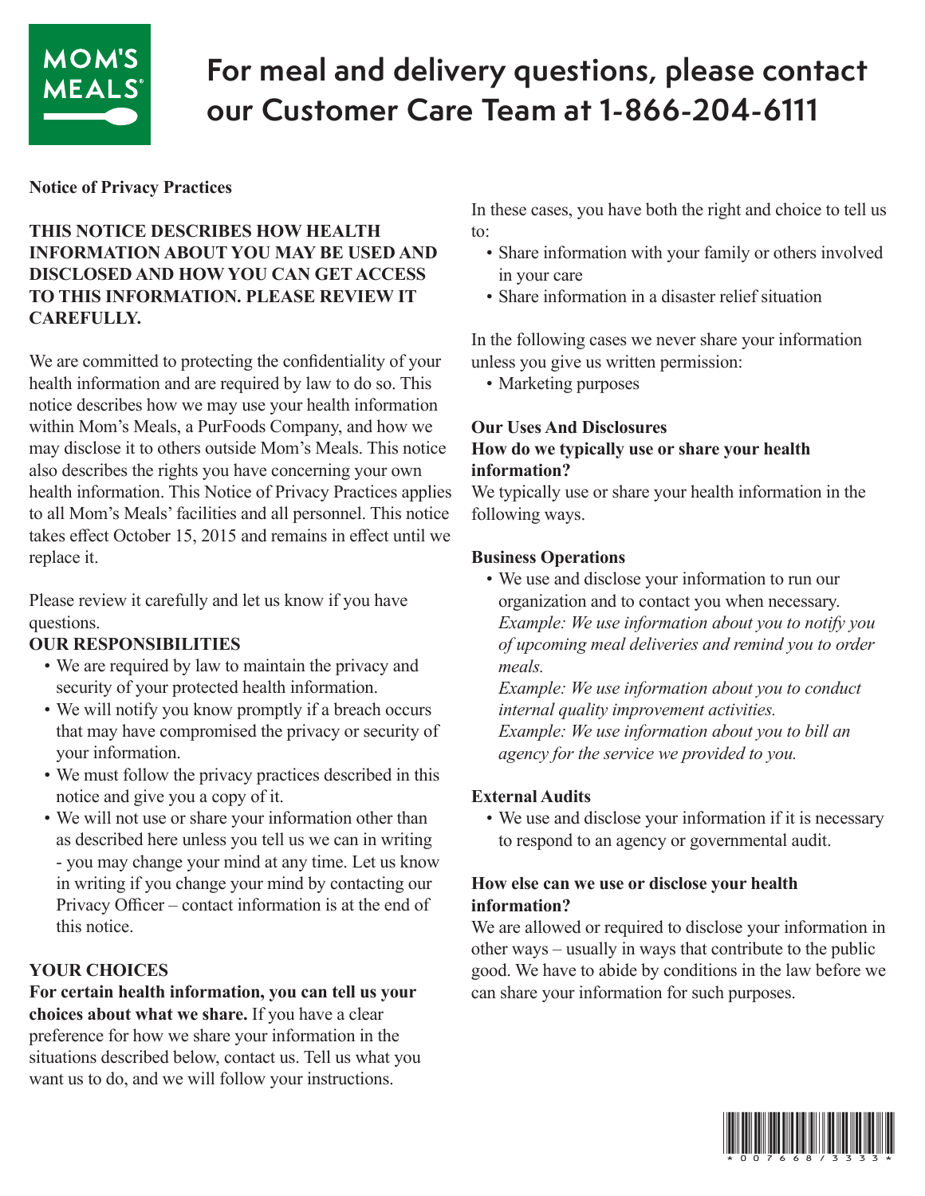# For meal and delivery questions, please contact our Customer Care Team at 1-866-204-6111

**Notice of Privacy Practices**

**THIS NOTICE DESCRIBES HOW HEALTH INFORMATION ABOUT YOU MAY BE USED AND DISCLOSED AND HOW YOU CAN GET ACCESS TO THIS INFORMATION. PLEASE REVIEW IT CAREFULLY.**

We are committed to protecting the confidentiality of your health information and are required by law to do so. This notice describes how we may use your health information within Mom's Meals, a PurFoods Company, and how we may disclose it to others outside Mom's Meals. This notice also describes the rights you have concerning your own health information. This Notice of Privacy Practices applies to all Mom's Meals' facilities and all personnel. This notice takes effect October 15, 2015 and remains in effect until we replace it.

Please review it carefully and let us know if you have questions.

**OUR RESPONSIBILITIES**

- We are required by law to maintain the privacy and security of your protected health information.
- We will notify you know promptly if a breach occurs that may have compromised the privacy or security of your information.
- We must follow the privacy practices described in this notice and give you a copy of it.
- We will not use or share your information other than as described here unless you tell us we can in writing - you may change your mind at any time. Let us know in writing if you change your mind by contacting our Privacy Officer – contact information is at the end of this notice.

**YOUR CHOICES**

**For certain health information, you can tell us your choices about what we share.** If you have a clear preference for how we share your information in the situations described below, contact us. Tell us what you want us to do, and we will follow your instructions.

In these cases, you have both the right and choice to tell us to:

- Share information with your family or others involved in your care
- Share information in a disaster relief situation

In the following cases we never share your information unless you give us written permission:

- Marketing purposes

**Our Uses And Disclosures**

**How do we typically use or share your health information?**

We typically use or share your health information in the following ways.

**Business Operations**

- We use and disclose your information to run our organization and to contact you when necessary.
  *Example: We use information about you to notify you of upcoming meal deliveries and remind you to order meals.*
  *Example: We use information about you to conduct internal quality improvement activities.*
  *Example: We use information about you to bill an agency for the service we provided to you.*

**External Audits**

- We use and disclose your information if it is necessary to respond to an agency or governmental audit.

**How else can we use or disclose your health information?**

We are allowed or required to disclose your information in other ways – usually in ways that contribute to the public good. We have to abide by conditions in the law before we can share your information for such purposes.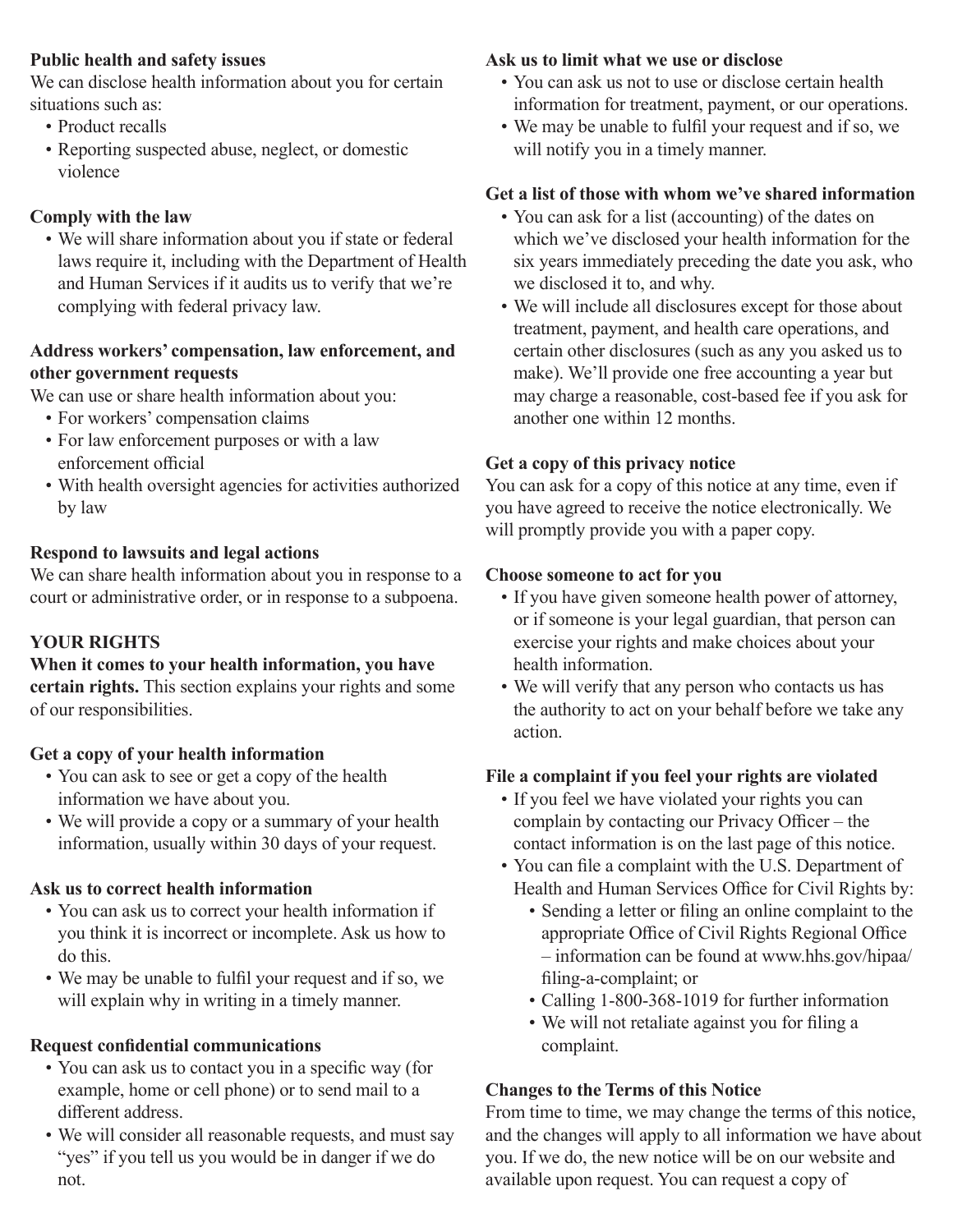**Public health and safety issues**

We can disclose health information about you for certain situations such as:

- Product recalls
- Reporting suspected abuse, neglect, or domestic violence

**Comply with the law**

- We will share information about you if state or federal laws require it, including with the Department of Health and Human Services if it audits us to verify that we're complying with federal privacy law.

**Address workers' compensation, law enforcement, and other government requests**

We can use or share health information about you:

- For workers' compensation claims
- For law enforcement purposes or with a law enforcement official
- With health oversight agencies for activities authorized by law

**Respond to lawsuits and legal actions**

We can share health information about you in response to a court or administrative order, or in response to a subpoena.

## YOUR RIGHTS

**When it comes to your health information, you have certain rights.** This section explains your rights and some of our responsibilities.

**Get a copy of your health information**

- You can ask to see or get a copy of the health information we have about you.
- We will provide a copy or a summary of your health information, usually within 30 days of your request.

**Ask us to correct health information**

- You can ask us to correct your health information if you think it is incorrect or incomplete. Ask us how to do this.
- We may be unable to fulfil your request and if so, we will explain why in writing in a timely manner.

**Request confidential communications**

- You can ask us to contact you in a specific way (for example, home or cell phone) or to send mail to a different address.
- We will consider all reasonable requests, and must say "yes" if you tell us you would be in danger if we do not.

**Ask us to limit what we use or disclose**

- You can ask us not to use or disclose certain health information for treatment, payment, or our operations.
- We may be unable to fulfil your request and if so, we will notify you in a timely manner.

**Get a list of those with whom we've shared information**

- You can ask for a list (accounting) of the dates on which we've disclosed your health information for the six years immediately preceding the date you ask, who we disclosed it to, and why.
- We will include all disclosures except for those about treatment, payment, and health care operations, and certain other disclosures (such as any you asked us to make). We'll provide one free accounting a year but may charge a reasonable, cost-based fee if you ask for another one within 12 months.

**Get a copy of this privacy notice**

You can ask for a copy of this notice at any time, even if you have agreed to receive the notice electronically. We will promptly provide you with a paper copy.

**Choose someone to act for you**

- If you have given someone health power of attorney, or if someone is your legal guardian, that person can exercise your rights and make choices about your health information.
- We will verify that any person who contacts us has the authority to act on your behalf before we take any action.

**File a complaint if you feel your rights are violated**

- If you feel we have violated your rights you can complain by contacting our Privacy Officer – the contact information is on the last page of this notice.
- You can file a complaint with the U.S. Department of Health and Human Services Office for Civil Rights by:
  - Sending a letter or filing an online complaint to the appropriate Office of Civil Rights Regional Office – information can be found at www.hhs.gov/hipaa/filing-a-complaint; or
  - Calling 1-800-368-1019 for further information
  - We will not retaliate against you for filing a complaint.

**Changes to the Terms of this Notice**

From time to time, we may change the terms of this notice, and the changes will apply to all information we have about you. If we do, the new notice will be on our website and available upon request. You can request a copy of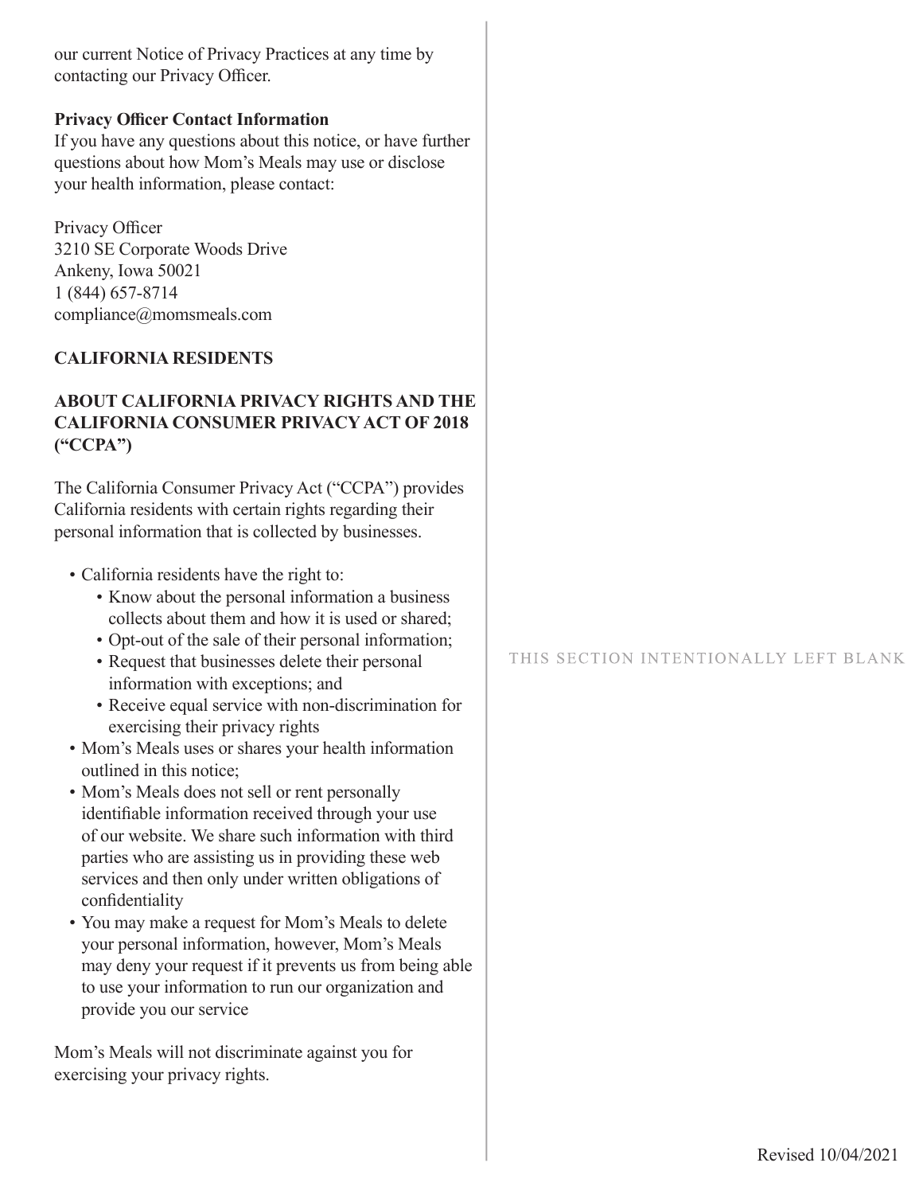our current Notice of Privacy Practices at any time by contacting our Privacy Officer.

**Privacy Officer Contact Information**

If you have any questions about this notice, or have further questions about how Mom's Meals may use or disclose your health information, please contact:

Privacy Officer
3210 SE Corporate Woods Drive
Ankeny, Iowa 50021
1 (844) 657-8714
compliance@momsmeals.com

**CALIFORNIA RESIDENTS**

**ABOUT CALIFORNIA PRIVACY RIGHTS AND THE CALIFORNIA CONSUMER PRIVACY ACT OF 2018 ("CCPA")**

The California Consumer Privacy Act ("CCPA") provides California residents with certain rights regarding their personal information that is collected by businesses.

- California residents have the right to:
  - Know about the personal information a business collects about them and how it is used or shared;
  - Opt-out of the sale of their personal information;
  - Request that businesses delete their personal information with exceptions; and
  - Receive equal service with non-discrimination for exercising their privacy rights
- Mom's Meals uses or shares your health information outlined in this notice;
- Mom's Meals does not sell or rent personally identifiable information received through your use of our website. We share such information with third parties who are assisting us in providing these web services and then only under written obligations of confidentiality
- You may make a request for Mom's Meals to delete your personal information, however, Mom's Meals may deny your request if it prevents us from being able to use your information to run our organization and provide you our service

Mom's Meals will not discriminate against you for exercising your privacy rights.

THIS SECTION INTENTIONALLY LEFT BLANK

Revised 10/04/2021